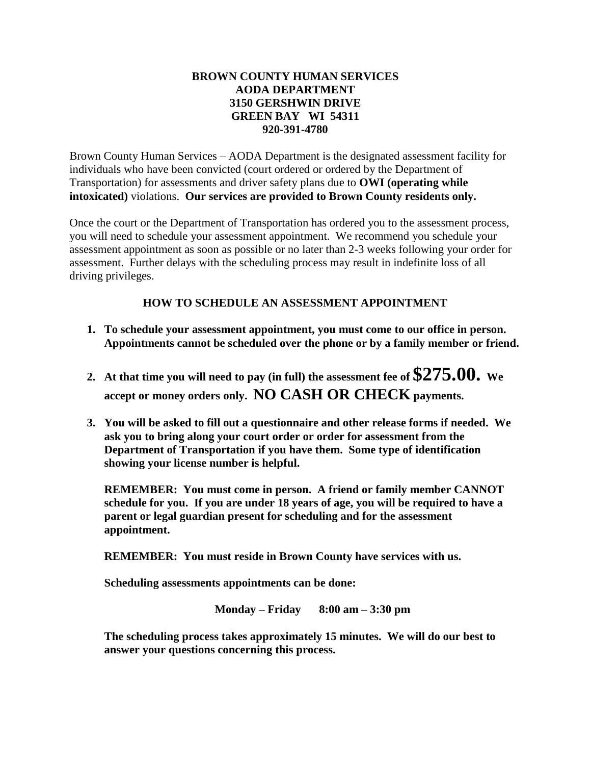**BROWN COUNTY HUMAN SERVICES**
**AODA DEPARTMENT**
**3150 GERSHWIN DRIVE**
**GREEN BAY WI 54311**
**920-391-4780**

Brown County Human Services – AODA Department is the designated assessment facility for individuals who have been convicted (court ordered or ordered by the Department of Transportation) for assessments and driver safety plans due to **OWI (operating while intoxicated)** violations. **Our services are provided to Brown County residents only.**

Once the court or the Department of Transportation has ordered you to the assessment process, you will need to schedule your assessment appointment. We recommend you schedule your assessment appointment as soon as possible or no later than 2-3 weeks following your order for assessment. Further delays with the scheduling process may result in indefinite loss of all driving privileges.

## HOW TO SCHEDULE AN ASSESSMENT APPOINTMENT

1. **To schedule your assessment appointment, you must come to our office in person. Appointments cannot be scheduled over the phone or by a family member or friend.**

2. **At that time you will need to pay (in full) the assessment fee of $275.00. We accept or money orders only. NO CASH OR CHECK payments.**

3. **You will be asked to fill out a questionnaire and other release forms if needed. We ask you to bring along your court order or order for assessment from the Department of Transportation if you have them. Some type of identification showing your license number is helpful.**

   **REMEMBER: You must come in person. A friend or family member CANNOT schedule for you. If you are under 18 years of age, you will be required to have a parent or legal guardian present for scheduling and for the assessment appointment.**

   **REMEMBER: You must reside in Brown County have services with us.**

   **Scheduling assessments appointments can be done:**

   **Monday – Friday 8:00 am – 3:30 pm**

   **The scheduling process takes approximately 15 minutes. We will do our best to answer your questions concerning this process.**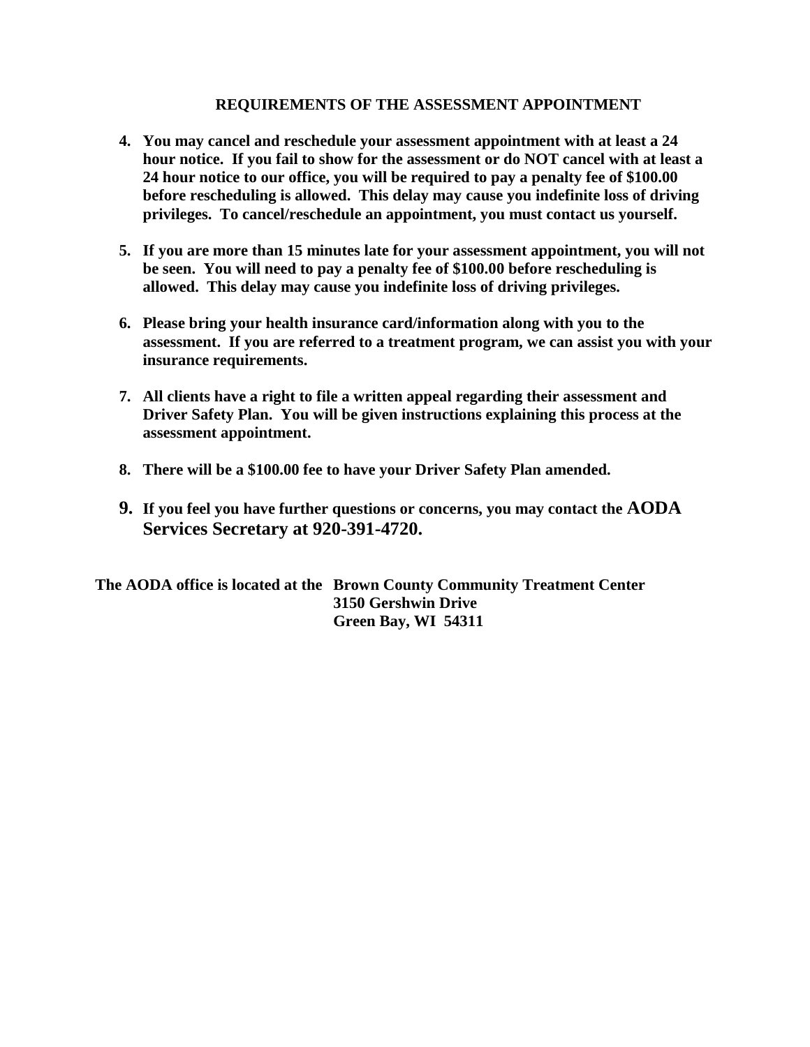**REQUIREMENTS OF THE ASSESSMENT APPOINTMENT**

4. **You may cancel and reschedule your assessment appointment with at least a 24 hour notice. If you fail to show for the assessment or do NOT cancel with at least a 24 hour notice to our office, you will be required to pay a penalty fee of $100.00 before rescheduling is allowed. This delay may cause you indefinite loss of driving privileges. To cancel/reschedule an appointment, you must contact us yourself.**

5. **If you are more than 15 minutes late for your assessment appointment, you will not be seen. You will need to pay a penalty fee of $100.00 before rescheduling is allowed. This delay may cause you indefinite loss of driving privileges.**

6. **Please bring your health insurance card/information along with you to the assessment. If you are referred to a treatment program, we can assist you with your insurance requirements.**

7. **All clients have a right to file a written appeal regarding their assessment and Driver Safety Plan. You will be given instructions explaining this process at the assessment appointment.**

8. **There will be a $100.00 fee to have your Driver Safety Plan amended.**

9. **If you feel you have further questions or concerns, you may contact the AODA Services Secretary at 920-391-4720.**

**The AODA office is located at the Brown County Community Treatment Center**
**3150 Gershwin Drive**
**Green Bay, WI 54311**